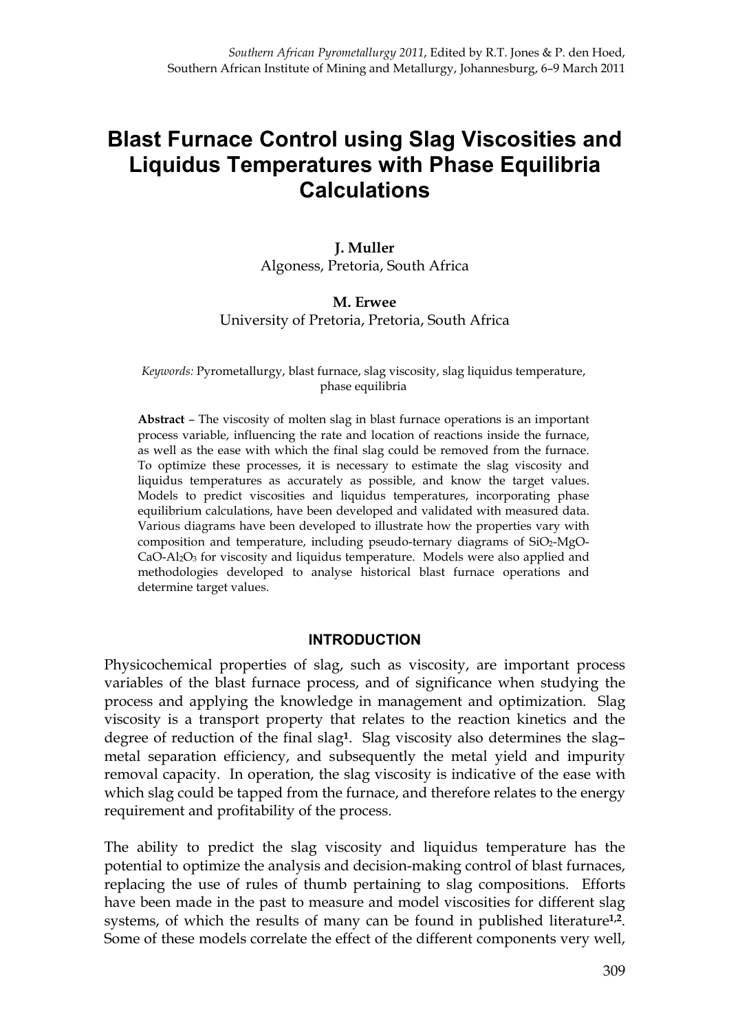# Blast Furnace Control using Slag Viscosities and Liquidus Temperatures with Phase Equilibria Calculations

**J. Muller**
Algoness, Pretoria, South Africa

**M. Erwee**
University of Pretoria, Pretoria, South Africa

*Keywords:* Pyrometallurgy, blast furnace, slag viscosity, slag liquidus temperature, phase equilibria

**Abstract** – The viscosity of molten slag in blast furnace operations is an important process variable, influencing the rate and location of reactions inside the furnace, as well as the ease with which the final slag could be removed from the furnace. To optimize these processes, it is necessary to estimate the slag viscosity and liquidus temperatures as accurately as possible, and know the target values. Models to predict viscosities and liquidus temperatures, incorporating phase equilibrium calculations, have been developed and validated with measured data. Various diagrams have been developed to illustrate how the properties vary with composition and temperature, including pseudo-ternary diagrams of $SiO_2$-MgO-CaO-$Al_2O_3$ for viscosity and liquidus temperature. Models were also applied and methodologies developed to analyse historical blast furnace operations and determine target values.

## INTRODUCTION

Physicochemical properties of slag, such as viscosity, are important process variables of the blast furnace process, and of significance when studying the process and applying the knowledge in management and optimization. Slag viscosity is a transport property that relates to the reaction kinetics and the degree of reduction of the final slag[1]. Slag viscosity also determines the slag–metal separation efficiency, and subsequently the metal yield and impurity removal capacity. In operation, the slag viscosity is indicative of the ease with which slag could be tapped from the furnace, and therefore relates to the energy requirement and profitability of the process.

The ability to predict the slag viscosity and liquidus temperature has the potential to optimize the analysis and decision-making control of blast furnaces, replacing the use of rules of thumb pertaining to slag compositions. Efforts have been made in the past to measure and model viscosities for different slag systems, of which the results of many can be found in published literature[1,2]. Some of these models correlate the effect of the different components very well,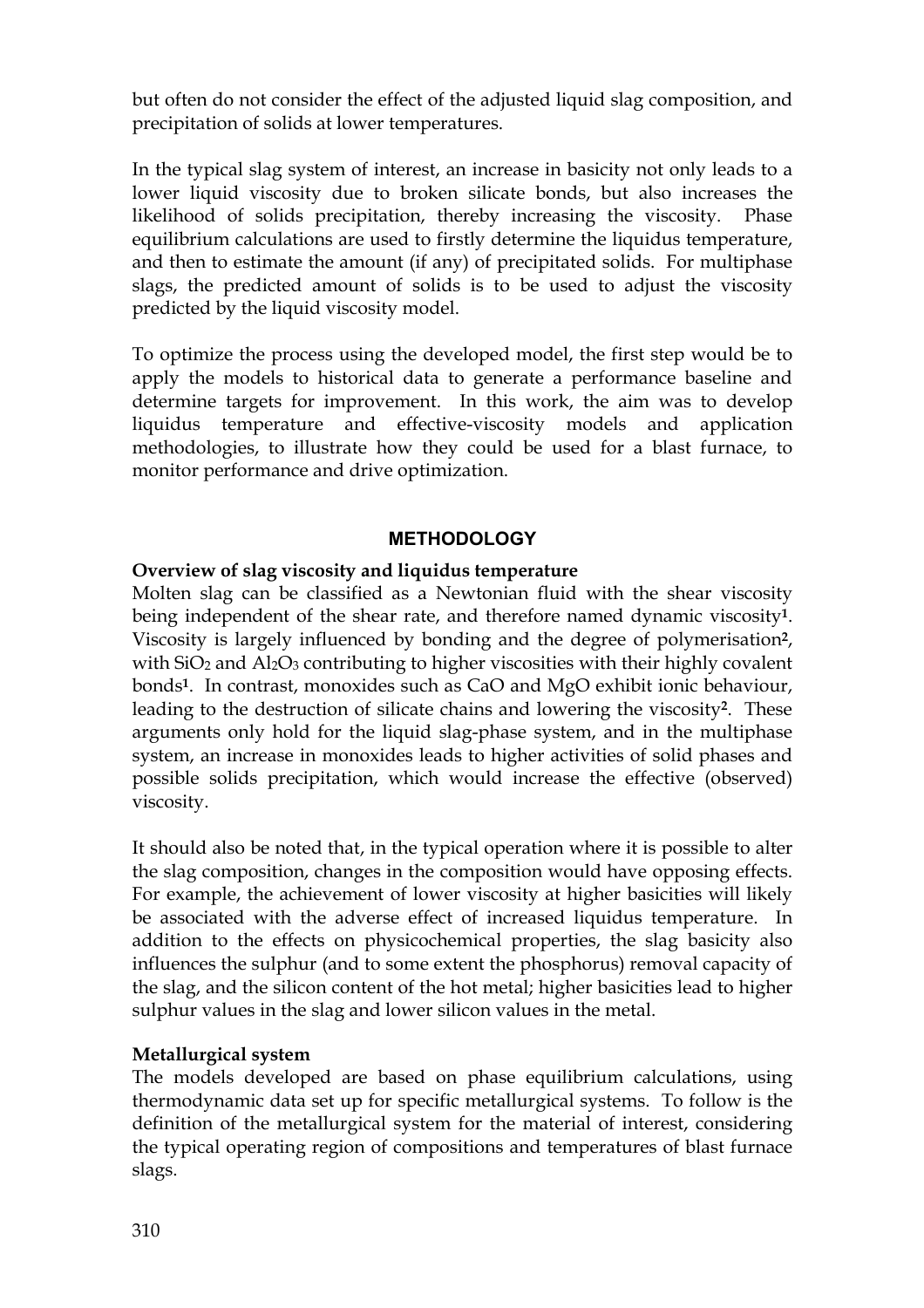but often do not consider the effect of the adjusted liquid slag composition, and precipitation of solids at lower temperatures.

In the typical slag system of interest, an increase in basicity not only leads to a lower liquid viscosity due to broken silicate bonds, but also increases the likelihood of solids precipitation, thereby increasing the viscosity. Phase equilibrium calculations are used to firstly determine the liquidus temperature, and then to estimate the amount (if any) of precipitated solids. For multiphase slags, the predicted amount of solids is to be used to adjust the viscosity predicted by the liquid viscosity model.

To optimize the process using the developed model, the first step would be to apply the models to historical data to generate a performance baseline and determine targets for improvement. In this work, the aim was to develop liquidus temperature and effective-viscosity models and application methodologies, to illustrate how they could be used for a blast furnace, to monitor performance and drive optimization.

## METHODOLOGY

### Overview of slag viscosity and liquidus temperature

Molten slag can be classified as a Newtonian fluid with the shear viscosity being independent of the shear rate, and therefore named dynamic viscosity[1]. Viscosity is largely influenced by bonding and the degree of polymerisation[2], with $SiO_2$ and $Al_2O_3$ contributing to higher viscosities with their highly covalent bonds[1]. In contrast, monoxides such as CaO and MgO exhibit ionic behaviour, leading to the destruction of silicate chains and lowering the viscosity[2]. These arguments only hold for the liquid slag-phase system, and in the multiphase system, an increase in monoxides leads to higher activities of solid phases and possible solids precipitation, which would increase the effective (observed) viscosity.

It should also be noted that, in the typical operation where it is possible to alter the slag composition, changes in the composition would have opposing effects. For example, the achievement of lower viscosity at higher basicities will likely be associated with the adverse effect of increased liquidus temperature. In addition to the effects on physicochemical properties, the slag basicity also influences the sulphur (and to some extent the phosphorus) removal capacity of the slag, and the silicon content of the hot metal; higher basicities lead to higher sulphur values in the slag and lower silicon values in the metal.

### Metallurgical system

The models developed are based on phase equilibrium calculations, using thermodynamic data set up for specific metallurgical systems. To follow is the definition of the metallurgical system for the material of interest, considering the typical operating region of compositions and temperatures of blast furnace slags.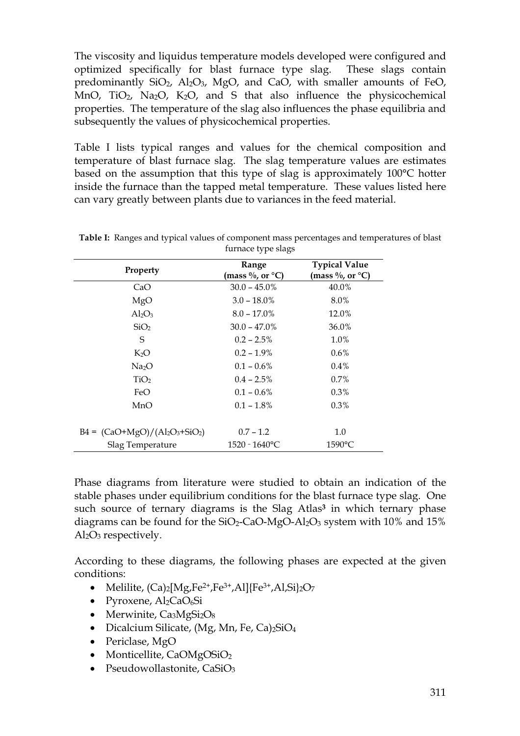The viscosity and liquidus temperature models developed were configured and optimized specifically for blast furnace type slag. These slags contain predominantly $SiO_2$, $Al_2O_3$, MgO, and CaO, with smaller amounts of FeO, MnO, $TiO_2$, $Na_2O$, $K_2O$, and S that also influence the physicochemical properties. The temperature of the slag also influences the phase equilibria and subsequently the values of physicochemical properties.

Table I lists typical ranges and values for the chemical composition and temperature of blast furnace slag. The slag temperature values are estimates based on the assumption that this type of slag is approximately 100°C hotter inside the furnace than the tapped metal temperature. These values listed here can vary greatly between plants due to variances in the feed material.

**Table I:** Ranges and typical values of component mass percentages and temperatures of blast furnace type slags

| Property | Range (mass %, or °C) | Typical Value (mass %, or °C) |
|---|---|---|
| CaO | 30.0 – 45.0% | 40.0% |
| MgO | 3.0 – 18.0% | 8.0% |
| $Al_2O_3$ | 8.0 – 17.0% | 12.0% |
| $SiO_2$ | 30.0 – 47.0% | 36.0% |
| S | 0.2 – 2.5% | 1.0% |
| $K_2O$ | 0.2 – 1.9% | 0.6% |
| $Na_2O$ | 0.1 – 0.6% | 0.4% |
| $TiO_2$ | 0.4 – 2.5% | 0.7% |
| FeO | 0.1 – 0.6% | 0.3% |
| MnO | 0.1 – 1.8% | 0.3% |
| B4 = $(CaO+MgO)/(Al_2O_3+SiO_2)$ | 0.7 – 1.2 | 1.0 |
| Slag Temperature | 1520 - 1640°C | 1590°C |

Phase diagrams from literature were studied to obtain an indication of the stable phases under equilibrium conditions for the blast furnace type slag. One such source of ternary diagrams is the Slag Atlas[3] in which ternary phase diagrams can be found for the $SiO_2$-CaO-MgO-$Al_2O_3$ system with 10% and 15% $Al_2O_3$ respectively.

According to these diagrams, the following phases are expected at the given conditions:

- Melilite, $(Ca)_2[Mg,Fe^{2+},Fe^{3+},Al]\{Fe^{3+},Al,Si\}_2O_7$
- Pyroxene, $Al_2CaO_6Si$
- Merwinite, $Ca_3MgSi_2O_8$
- Dicalcium Silicate, $(Mg, Mn, Fe, Ca)_2SiO_4$
- Periclase, MgO
- Monticellite, $CaOMgOSiO_2$
- Pseudowollastonite, $CaSiO_3$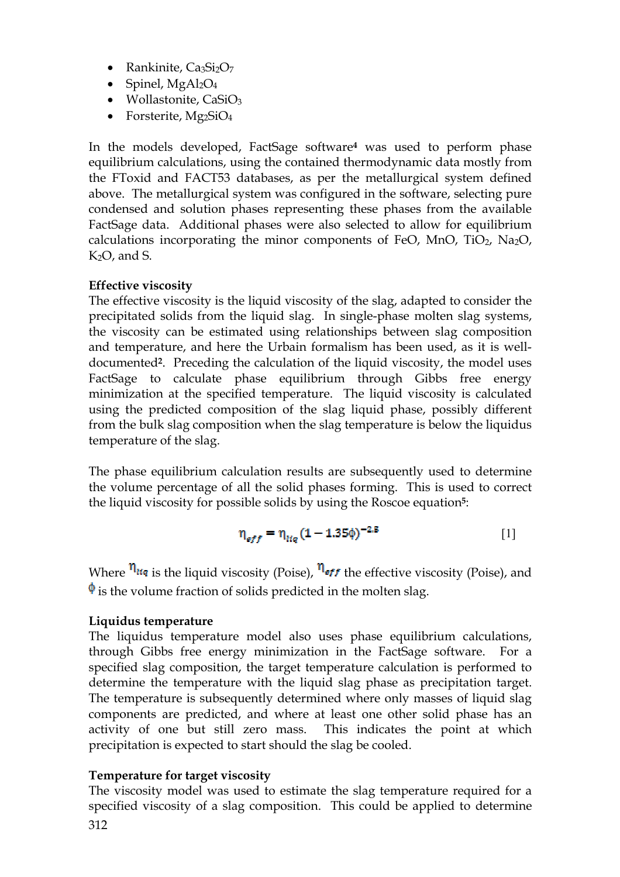- Rankinite, $Ca_3Si_2O_7$
- Spinel, $MgAl_2O_4$
- Wollastonite, $CaSiO_3$
- Forsterite, $Mg_2SiO_4$

In the models developed, FactSage software[4] was used to perform phase equilibrium calculations, using the contained thermodynamic data mostly from the FToxid and FACT53 databases, as per the metallurgical system defined above. The metallurgical system was configured in the software, selecting pure condensed and solution phases representing these phases from the available FactSage data. Additional phases were also selected to allow for equilibrium calculations incorporating the minor components of FeO, MnO, $TiO_2$, $Na_2O$, $K_2O$, and S.

**Effective viscosity**

The effective viscosity is the liquid viscosity of the slag, adapted to consider the precipitated solids from the liquid slag. In single-phase molten slag systems, the viscosity can be estimated using relationships between slag composition and temperature, and here the Urbain formalism has been used, as it is well-documented[2]. Preceding the calculation of the liquid viscosity, the model uses FactSage to calculate phase equilibrium through Gibbs free energy minimization at the specified temperature. The liquid viscosity is calculated using the predicted composition of the slag liquid phase, possibly different from the bulk slag composition when the slag temperature is below the liquidus temperature of the slag.

The phase equilibrium calculation results are subsequently used to determine the volume percentage of all the solid phases forming. This is used to correct the liquid viscosity for possible solids by using the Roscoe equation[5]:

$$\eta_{eff} = \eta_{liq}(1 - 1.35\phi)^{-2.5} \qquad [1]$$

Where $\eta_{liq}$ is the liquid viscosity (Poise), $\eta_{eff}$ the effective viscosity (Poise), and $\phi$ is the volume fraction of solids predicted in the molten slag.

**Liquidus temperature**

The liquidus temperature model also uses phase equilibrium calculations, through Gibbs free energy minimization in the FactSage software. For a specified slag composition, the target temperature calculation is performed to determine the temperature with the liquid slag phase as precipitation target. The temperature is subsequently determined where only masses of liquid slag components are predicted, and where at least one other solid phase has an activity of one but still zero mass. This indicates the point at which precipitation is expected to start should the slag be cooled.

**Temperature for target viscosity**

The viscosity model was used to estimate the slag temperature required for a specified viscosity of a slag composition. This could be applied to determine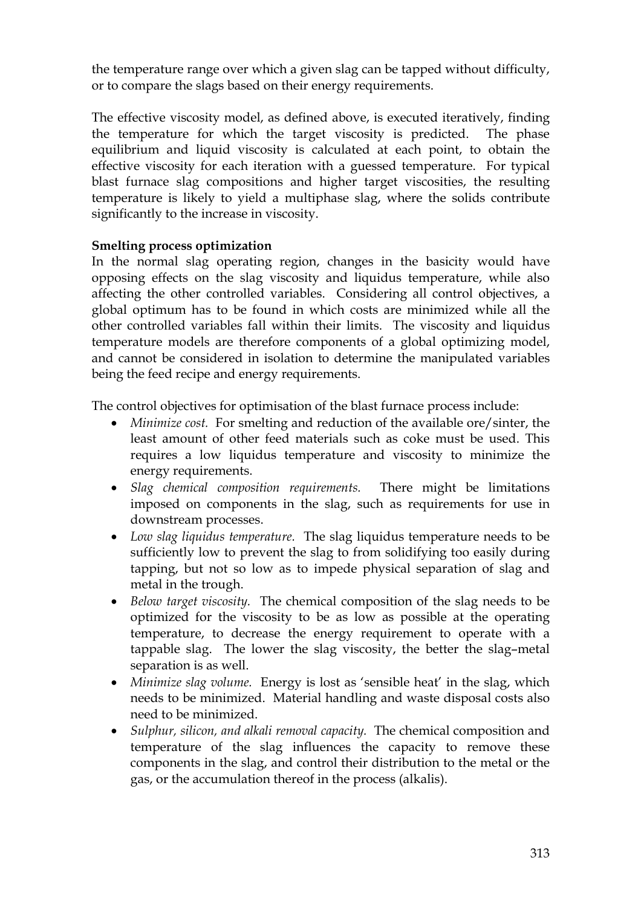the temperature range over which a given slag can be tapped without difficulty, or to compare the slags based on their energy requirements.

The effective viscosity model, as defined above, is executed iteratively, finding the temperature for which the target viscosity is predicted. The phase equilibrium and liquid viscosity is calculated at each point, to obtain the effective viscosity for each iteration with a guessed temperature. For typical blast furnace slag compositions and higher target viscosities, the resulting temperature is likely to yield a multiphase slag, where the solids contribute significantly to the increase in viscosity.

**Smelting process optimization**

In the normal slag operating region, changes in the basicity would have opposing effects on the slag viscosity and liquidus temperature, while also affecting the other controlled variables. Considering all control objectives, a global optimum has to be found in which costs are minimized while all the other controlled variables fall within their limits. The viscosity and liquidus temperature models are therefore components of a global optimizing model, and cannot be considered in isolation to determine the manipulated variables being the feed recipe and energy requirements.

The control objectives for optimisation of the blast furnace process include:

- *Minimize cost.* For smelting and reduction of the available ore/sinter, the least amount of other feed materials such as coke must be used. This requires a low liquidus temperature and viscosity to minimize the energy requirements.
- *Slag chemical composition requirements.* There might be limitations imposed on components in the slag, such as requirements for use in downstream processes.
- *Low slag liquidus temperature.* The slag liquidus temperature needs to be sufficiently low to prevent the slag to from solidifying too easily during tapping, but not so low as to impede physical separation of slag and metal in the trough.
- *Below target viscosity.* The chemical composition of the slag needs to be optimized for the viscosity to be as low as possible at the operating temperature, to decrease the energy requirement to operate with a tappable slag. The lower the slag viscosity, the better the slag–metal separation is as well.
- *Minimize slag volume.* Energy is lost as 'sensible heat' in the slag, which needs to be minimized. Material handling and waste disposal costs also need to be minimized.
- *Sulphur, silicon, and alkali removal capacity.* The chemical composition and temperature of the slag influences the capacity to remove these components in the slag, and control their distribution to the metal or the gas, or the accumulation thereof in the process (alkalis).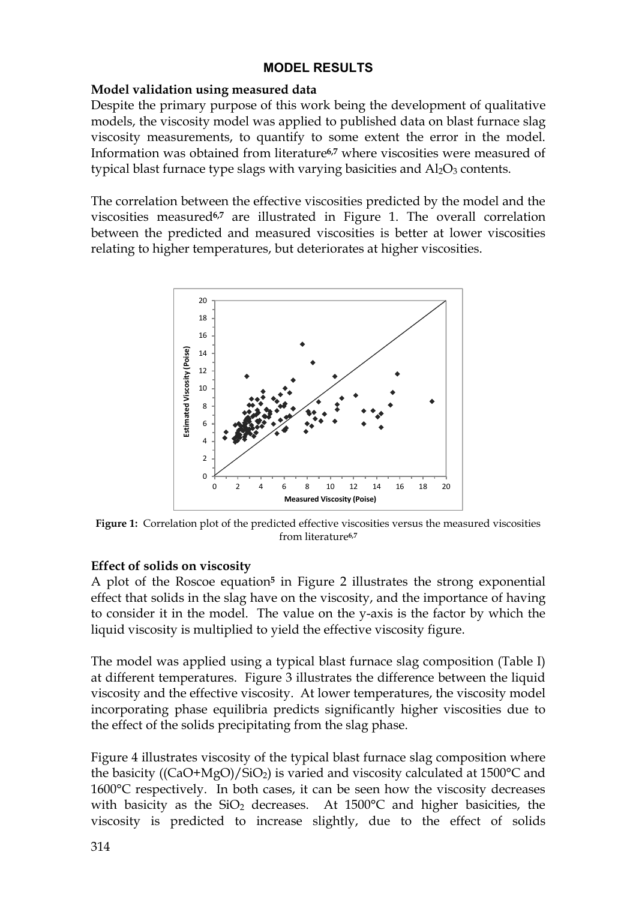## MODEL RESULTS

### Model validation using measured data

Despite the primary purpose of this work being the development of qualitative models, the viscosity model was applied to published data on blast furnace slag viscosity measurements, to quantify to some extent the error in the model. Information was obtained from literature[6,7] where viscosities were measured of typical blast furnace type slags with varying basicities and $Al_2O_3$ contents.

The correlation between the effective viscosities predicted by the model and the viscosities measured[6,7] are illustrated in Figure 1. The overall correlation between the predicted and measured viscosities is better at lower viscosities relating to higher temperatures, but deteriorates at higher viscosities.

**Figure 1:** Correlation plot of the predicted effective viscosities versus the measured viscosities from literature[6,7]

### Effect of solids on viscosity

A plot of the Roscoe equation[5] in Figure 2 illustrates the strong exponential effect that solids in the slag have on the viscosity, and the importance of having to consider it in the model. The value on the y-axis is the factor by which the liquid viscosity is multiplied to yield the effective viscosity figure.

The model was applied using a typical blast furnace slag composition (Table I) at different temperatures. Figure 3 illustrates the difference between the liquid viscosity and the effective viscosity. At lower temperatures, the viscosity model incorporating phase equilibria predicts significantly higher viscosities due to the effect of the solids precipitating from the slag phase.

Figure 4 illustrates viscosity of the typical blast furnace slag composition where the basicity ($(CaO+MgO)/SiO_2$) is varied and viscosity calculated at 1500°C and 1600°C respectively. In both cases, it can be seen how the viscosity decreases with basicity as the $SiO_2$ decreases. At 1500°C and higher basicities, the viscosity is predicted to increase slightly, due to the effect of solids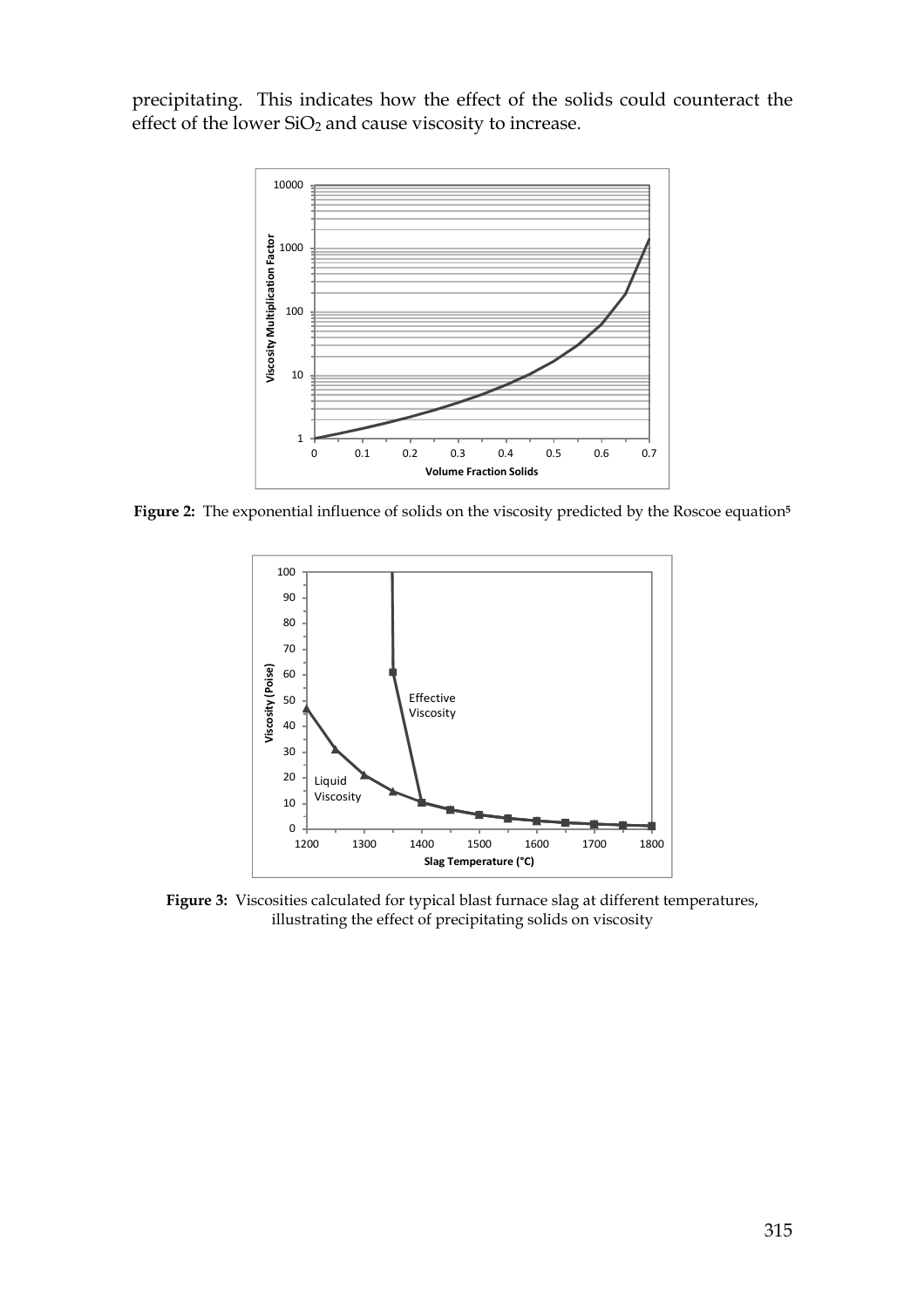precipitating. This indicates how the effect of the solids could counteract the effect of the lower $SiO_2$ and cause viscosity to increase.

**Figure 2:** The exponential influence of solids on the viscosity predicted by the Roscoe equation[5]

**Figure 3:** Viscosities calculated for typical blast furnace slag at different temperatures, illustrating the effect of precipitating solids on viscosity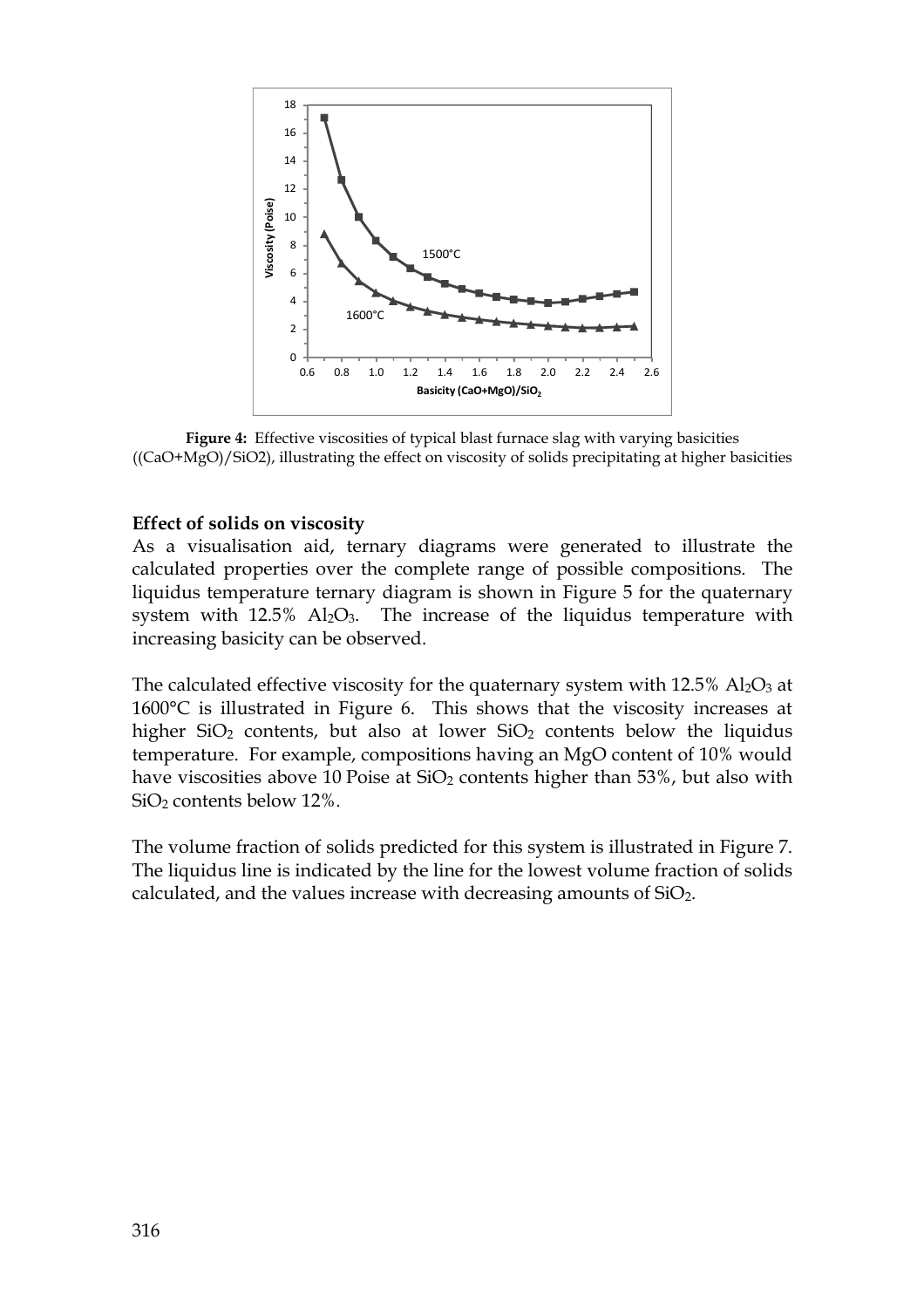**Figure 4:** Effective viscosities of typical blast furnace slag with varying basicities ((CaO+MgO)/SiO2), illustrating the effect on viscosity of solids precipitating at higher basicities

**Effect of solids on viscosity**

As a visualisation aid, ternary diagrams were generated to illustrate the calculated properties over the complete range of possible compositions. The liquidus temperature ternary diagram is shown in Figure 5 for the quaternary system with 12.5% $Al_2O_3$. The increase of the liquidus temperature with increasing basicity can be observed.

The calculated effective viscosity for the quaternary system with 12.5% $Al_2O_3$ at 1600°C is illustrated in Figure 6. This shows that the viscosity increases at higher $SiO_2$ contents, but also at lower $SiO_2$ contents below the liquidus temperature. For example, compositions having an MgO content of 10% would have viscosities above 10 Poise at $SiO_2$ contents higher than 53%, but also with $SiO_2$ contents below 12%.

The volume fraction of solids predicted for this system is illustrated in Figure 7. The liquidus line is indicated by the line for the lowest volume fraction of solids calculated, and the values increase with decreasing amounts of $SiO_2$.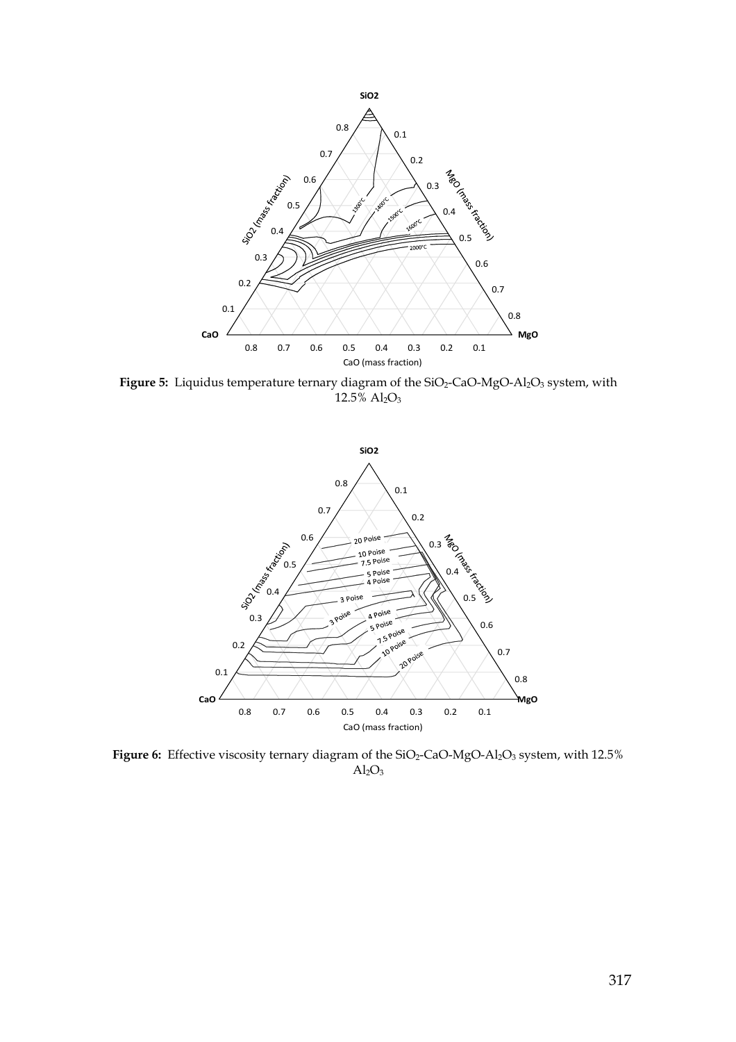**Figure 5:** Liquidus temperature ternary diagram of the $SiO_2$-$CaO$-$MgO$-$Al_2O_3$ system, with 12.5% $Al_2O_3$

**Figure 6:** Effective viscosity ternary diagram of the $SiO_2$-$CaO$-$MgO$-$Al_2O_3$ system, with 12.5% $Al_2O_3$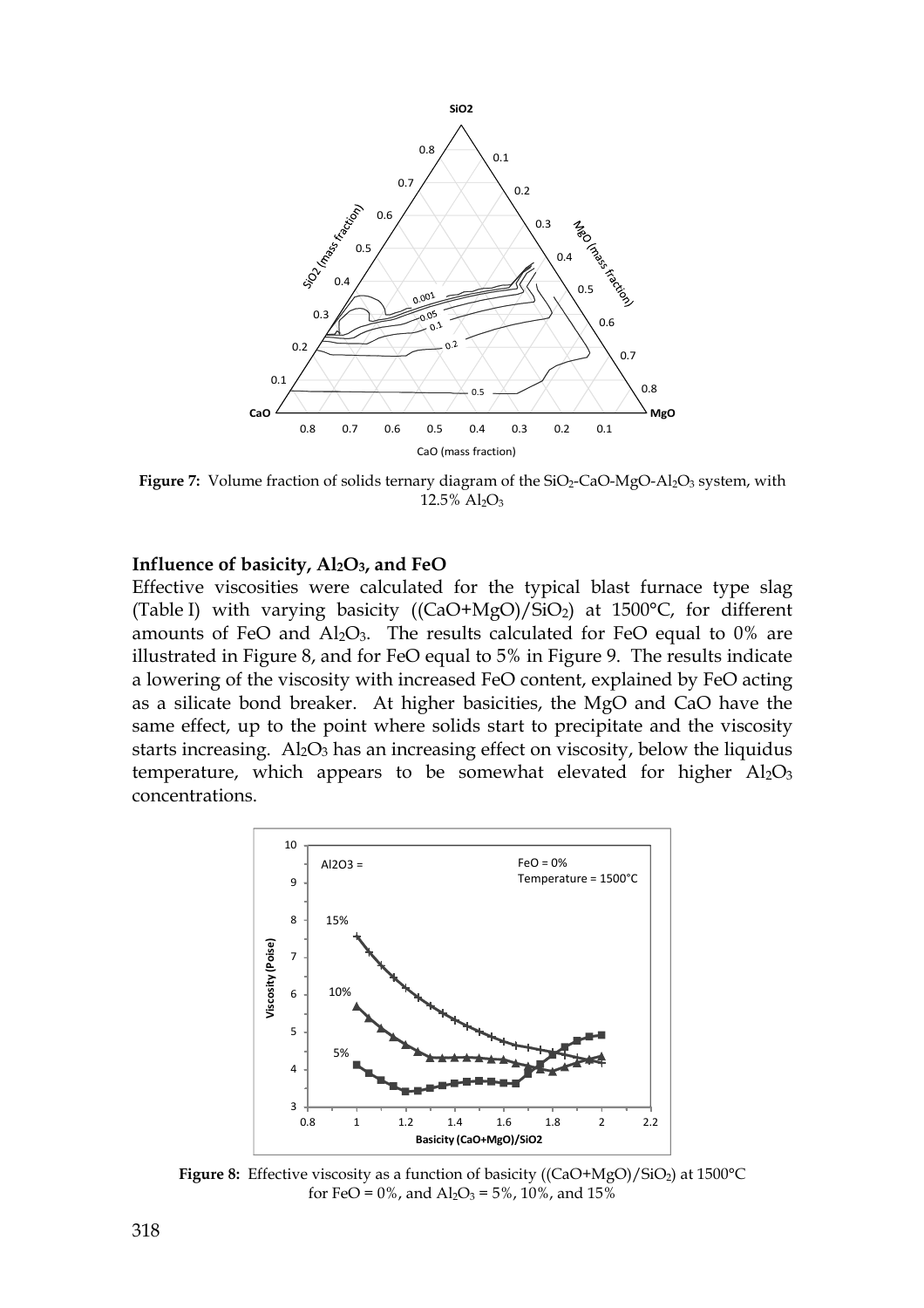**Figure 7:** Volume fraction of solids ternary diagram of the $SiO_2$-CaO-MgO-$Al_2O_3$ system, with 12.5% $Al_2O_3$

### Influence of basicity, $Al_2O_3$, and FeO

Effective viscosities were calculated for the typical blast furnace type slag (Table I) with varying basicity ((CaO+MgO)/$SiO_2$) at 1500°C, for different amounts of FeO and $Al_2O_3$. The results calculated for FeO equal to 0% are illustrated in Figure 8, and for FeO equal to 5% in Figure 9. The results indicate a lowering of the viscosity with increased FeO content, explained by FeO acting as a silicate bond breaker. At higher basicities, the MgO and CaO have the same effect, up to the point where solids start to precipitate and the viscosity starts increasing. $Al_2O_3$ has an increasing effect on viscosity, below the liquidus temperature, which appears to be somewhat elevated for higher $Al_2O_3$ concentrations.

**Figure 8:** Effective viscosity as a function of basicity ((CaO+MgO)/$SiO_2$) at 1500°C for FeO = 0%, and $Al_2O_3$ = 5%, 10%, and 15%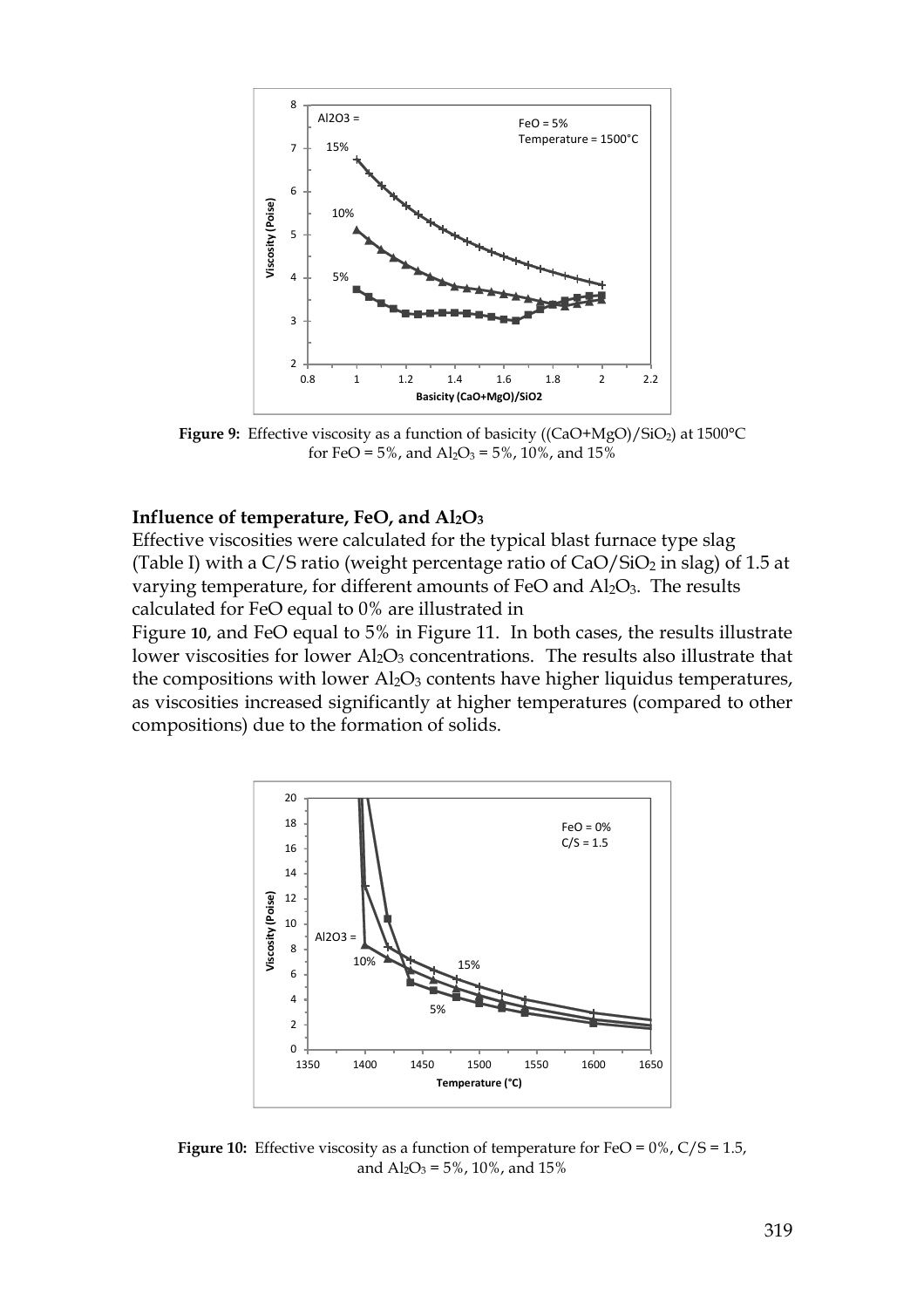**Figure 9:** Effective viscosity as a function of basicity ((CaO+MgO)/$SiO_2$) at 1500°C for FeO = 5%, and $Al_2O_3$ = 5%, 10%, and 15%

**Influence of temperature, FeO, and $Al_2O_3$**

Effective viscosities were calculated for the typical blast furnace type slag (Table I) with a C/S ratio (weight percentage ratio of CaO/$SiO_2$ in slag) of 1.5 at varying temperature, for different amounts of FeO and $Al_2O_3$. The results calculated for FeO equal to 0% are illustrated in Figure 10, and FeO equal to 5% in Figure 11. In both cases, the results illustrate lower viscosities for lower $Al_2O_3$ concentrations. The results also illustrate that the compositions with lower $Al_2O_3$ contents have higher liquidus temperatures, as viscosities increased significantly at higher temperatures (compared to other compositions) due to the formation of solids.

**Figure 10:** Effective viscosity as a function of temperature for FeO = 0%, C/S = 1.5, and $Al_2O_3$ = 5%, 10%, and 15%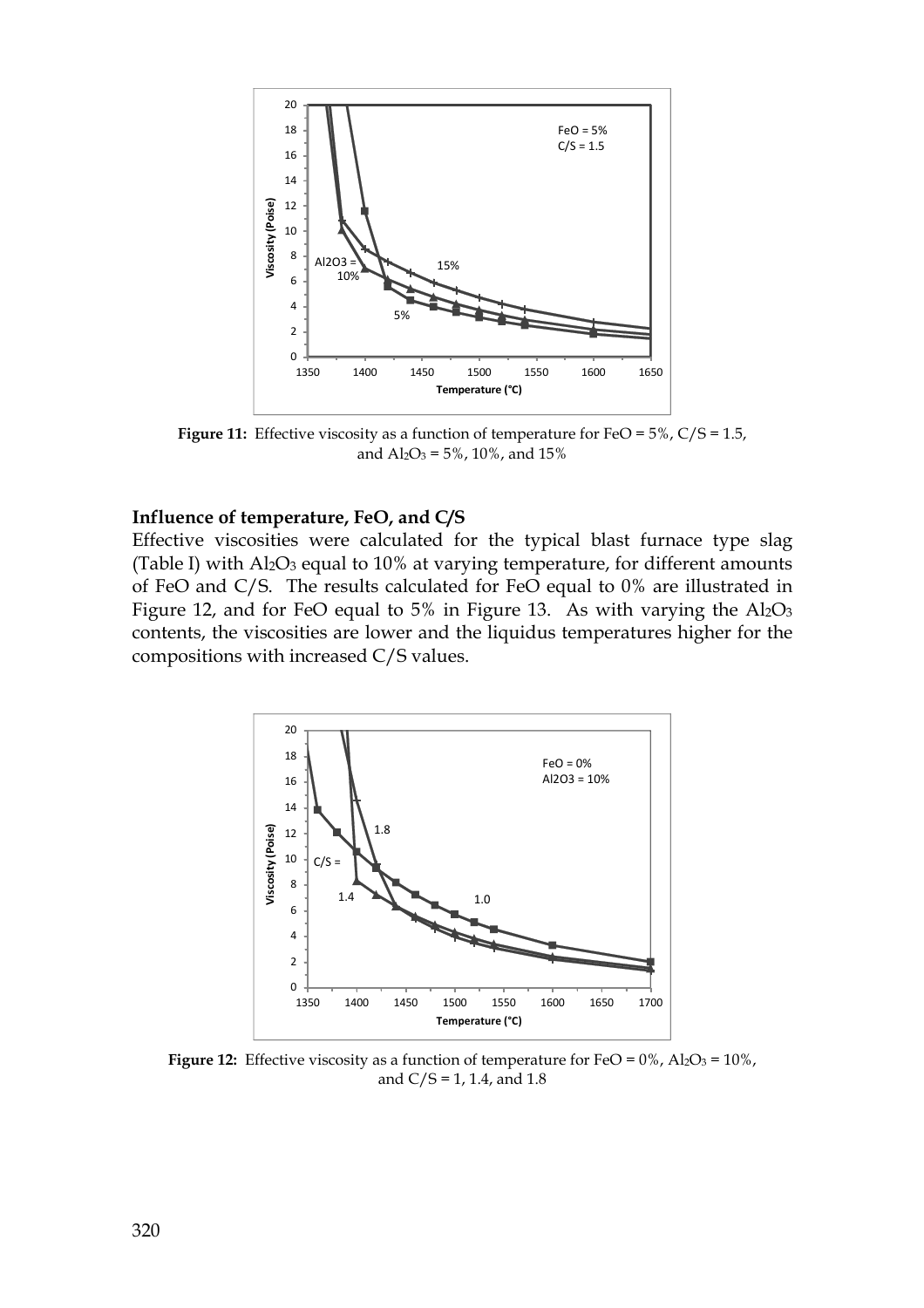**Figure 11:** Effective viscosity as a function of temperature for FeO = 5%, C/S = 1.5, and $Al_2O_3$ = 5%, 10%, and 15%

### Influence of temperature, FeO, and C/S

Effective viscosities were calculated for the typical blast furnace type slag (Table I) with $Al_2O_3$ equal to 10% at varying temperature, for different amounts of FeO and C/S. The results calculated for FeO equal to 0% are illustrated in Figure 12, and for FeO equal to 5% in Figure 13. As with varying the $Al_2O_3$ contents, the viscosities are lower and the liquidus temperatures higher for the compositions with increased C/S values.

**Figure 12:** Effective viscosity as a function of temperature for FeO = 0%, $Al_2O_3$ = 10%, and C/S = 1, 1.4, and 1.8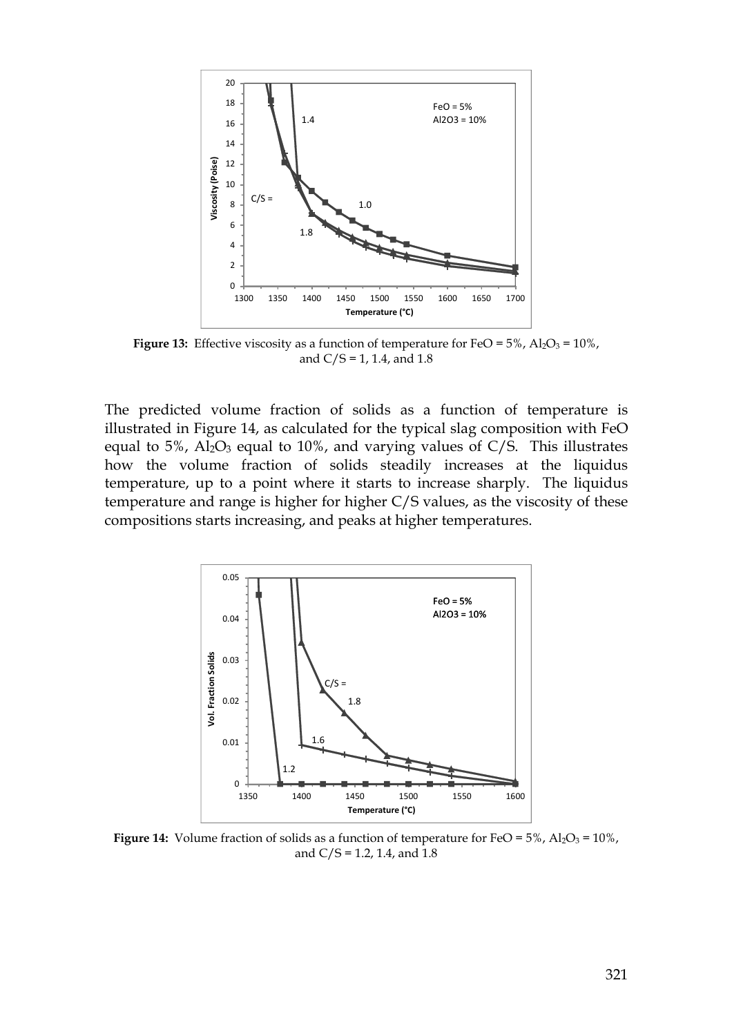**Figure 13:** Effective viscosity as a function of temperature for FeO = 5%, $Al_2O_3$ = 10%, and C/S = 1, 1.4, and 1.8

The predicted volume fraction of solids as a function of temperature is illustrated in Figure 14, as calculated for the typical slag composition with FeO equal to 5%, $Al_2O_3$ equal to 10%, and varying values of C/S. This illustrates how the volume fraction of solids steadily increases at the liquidus temperature, up to a point where it starts to increase sharply. The liquidus temperature and range is higher for higher C/S values, as the viscosity of these compositions starts increasing, and peaks at higher temperatures.

**Figure 14:** Volume fraction of solids as a function of temperature for FeO = 5%, $Al_2O_3$ = 10%, and C/S = 1.2, 1.4, and 1.8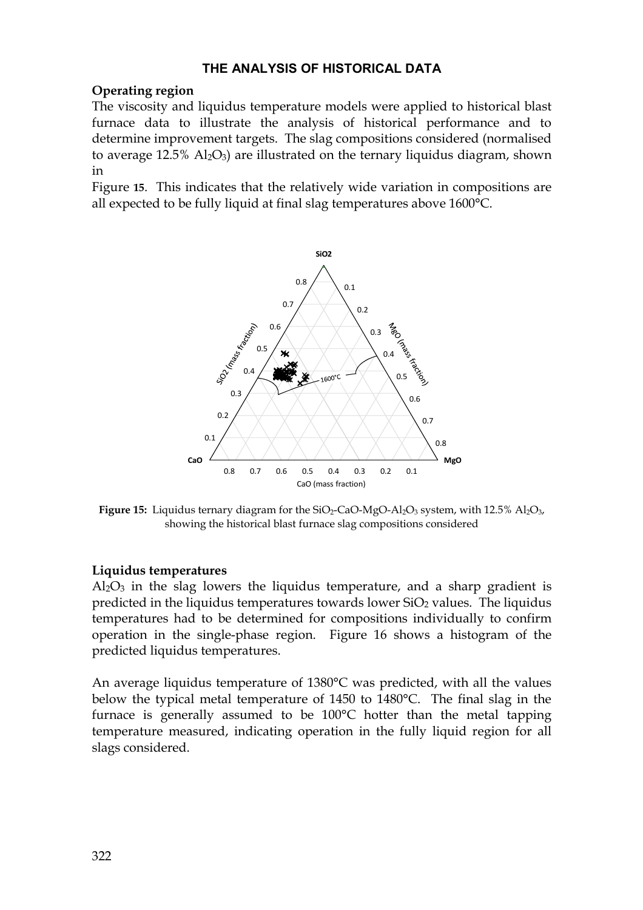## THE ANALYSIS OF HISTORICAL DATA

### Operating region

The viscosity and liquidus temperature models were applied to historical blast furnace data to illustrate the analysis of historical performance and to determine improvement targets. The slag compositions considered (normalised to average 12.5% $Al_2O_3$) are illustrated on the ternary liquidus diagram, shown in Figure 15. This indicates that the relatively wide variation in compositions are all expected to be fully liquid at final slag temperatures above 1600°C.

**Figure 15:** Liquidus ternary diagram for the $SiO_2$-CaO-MgO-$Al_2O_3$ system, with 12.5% $Al_2O_3$, showing the historical blast furnace slag compositions considered

### Liquidus temperatures

$Al_2O_3$ in the slag lowers the liquidus temperature, and a sharp gradient is predicted in the liquidus temperatures towards lower $SiO_2$ values. The liquidus temperatures had to be determined for compositions individually to confirm operation in the single-phase region. Figure 16 shows a histogram of the predicted liquidus temperatures.

An average liquidus temperature of 1380°C was predicted, with all the values below the typical metal temperature of 1450 to 1480°C. The final slag in the furnace is generally assumed to be 100°C hotter than the metal tapping temperature measured, indicating operation in the fully liquid region for all slags considered.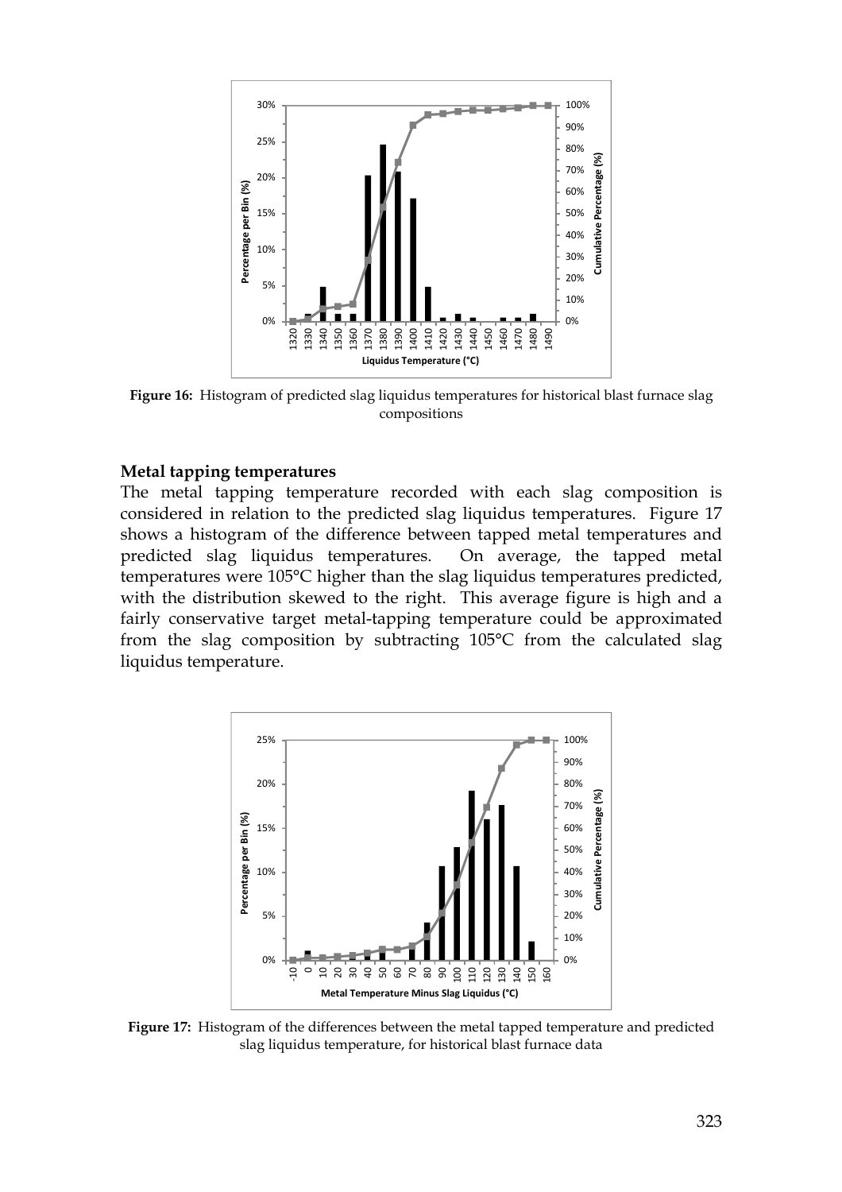**Figure 16:** Histogram of predicted slag liquidus temperatures for historical blast furnace slag compositions

### Metal tapping temperatures

The metal tapping temperature recorded with each slag composition is considered in relation to the predicted slag liquidus temperatures. Figure 17 shows a histogram of the difference between tapped metal temperatures and predicted slag liquidus temperatures. On average, the tapped metal temperatures were 105°C higher than the slag liquidus temperatures predicted, with the distribution skewed to the right. This average figure is high and a fairly conservative target metal-tapping temperature could be approximated from the slag composition by subtracting 105°C from the calculated slag liquidus temperature.

**Figure 17:** Histogram of the differences between the metal tapped temperature and predicted slag liquidus temperature, for historical blast furnace data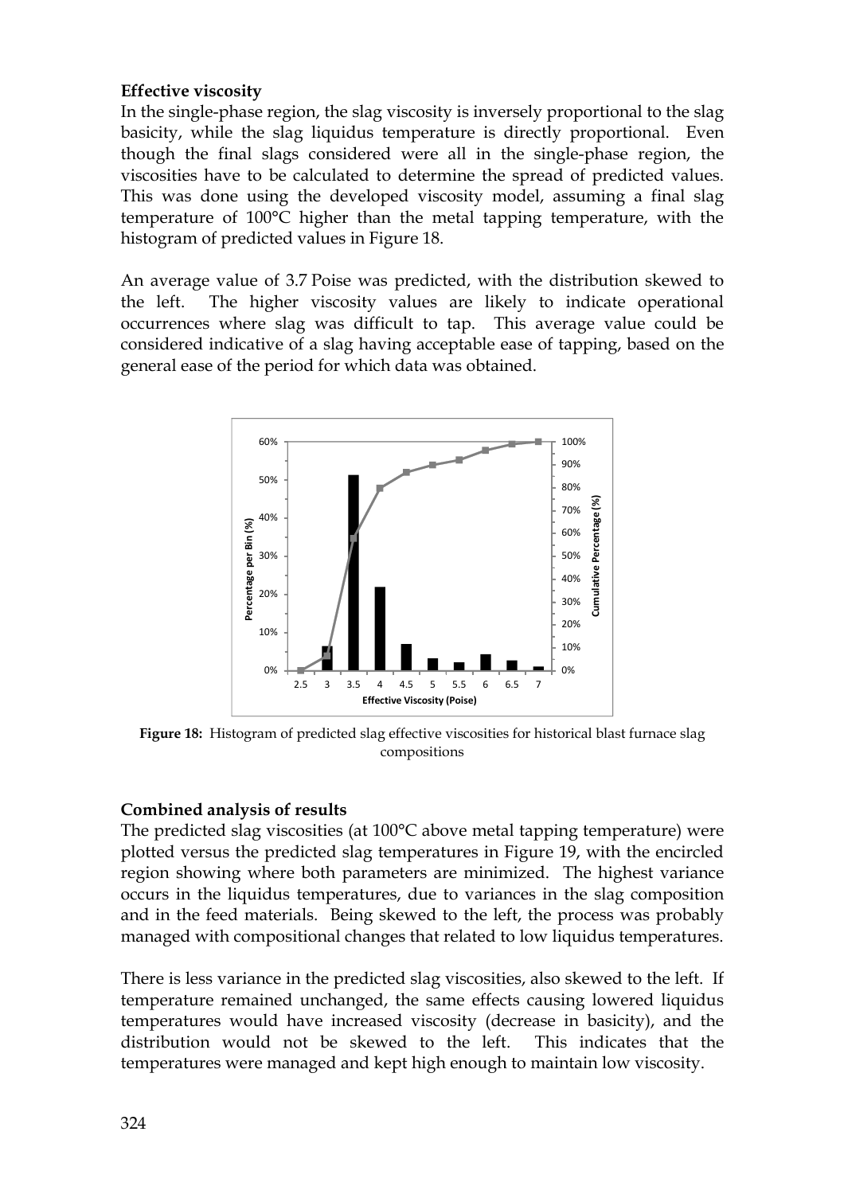**Effective viscosity**

In the single-phase region, the slag viscosity is inversely proportional to the slag basicity, while the slag liquidus temperature is directly proportional. Even though the final slags considered were all in the single-phase region, the viscosities have to be calculated to determine the spread of predicted values. This was done using the developed viscosity model, assuming a final slag temperature of 100°C higher than the metal tapping temperature, with the histogram of predicted values in Figure 18.

An average value of 3.7 Poise was predicted, with the distribution skewed to the left. The higher viscosity values are likely to indicate operational occurrences where slag was difficult to tap. This average value could be considered indicative of a slag having acceptable ease of tapping, based on the general ease of the period for which data was obtained.

**Figure 18:** Histogram of predicted slag effective viscosities for historical blast furnace slag compositions

**Combined analysis of results**

The predicted slag viscosities (at 100°C above metal tapping temperature) were plotted versus the predicted slag temperatures in Figure 19, with the encircled region showing where both parameters are minimized. The highest variance occurs in the liquidus temperatures, due to variances in the slag composition and in the feed materials. Being skewed to the left, the process was probably managed with compositional changes that related to low liquidus temperatures.

There is less variance in the predicted slag viscosities, also skewed to the left. If temperature remained unchanged, the same effects causing lowered liquidus temperatures would have increased viscosity (decrease in basicity), and the distribution would not be skewed to the left. This indicates that the temperatures were managed and kept high enough to maintain low viscosity.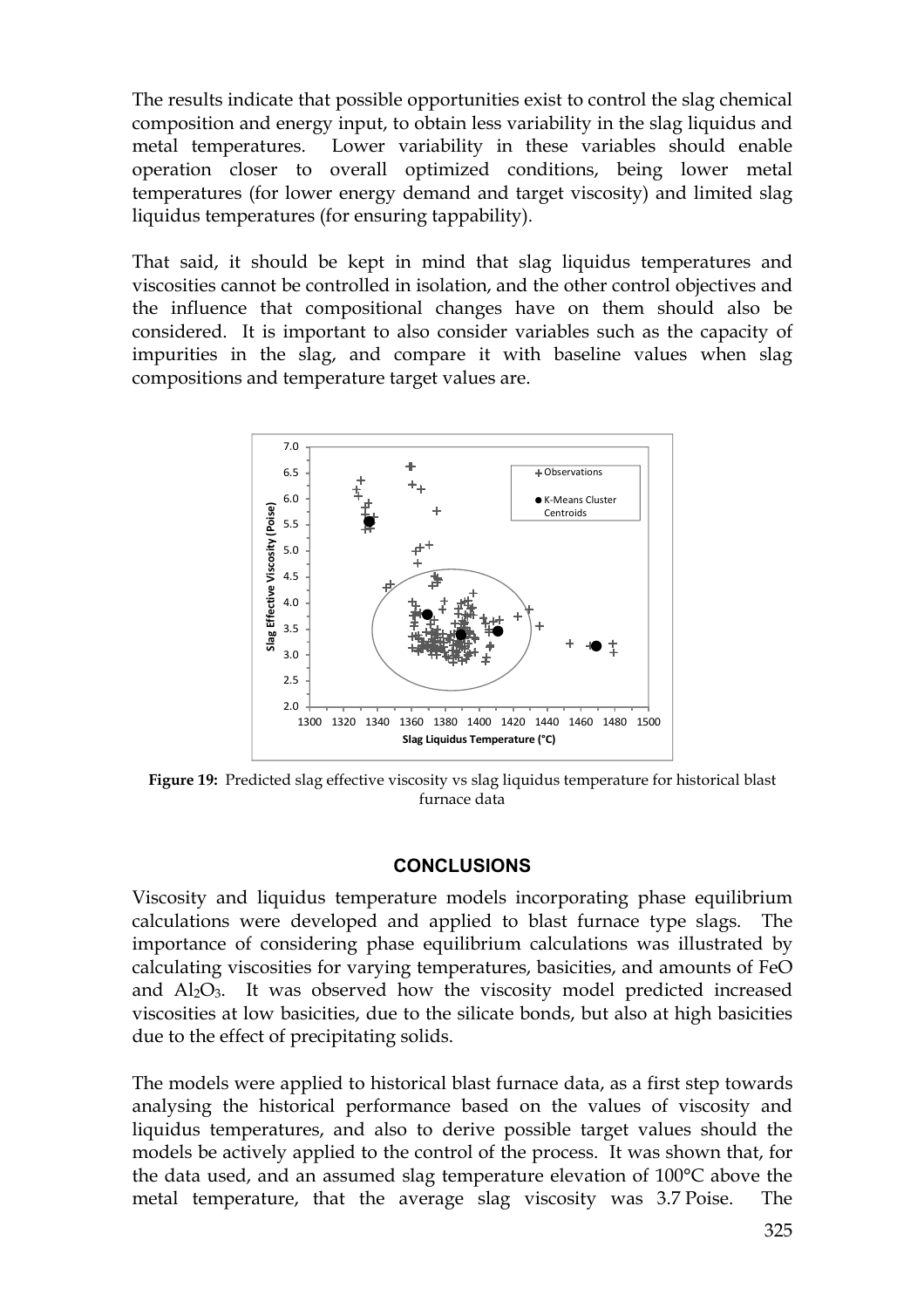The results indicate that possible opportunities exist to control the slag chemical composition and energy input, to obtain less variability in the slag liquidus and metal temperatures. Lower variability in these variables should enable operation closer to overall optimized conditions, being lower metal temperatures (for lower energy demand and target viscosity) and limited slag liquidus temperatures (for ensuring tappability).

That said, it should be kept in mind that slag liquidus temperatures and viscosities cannot be controlled in isolation, and the other control objectives and the influence that compositional changes have on them should also be considered. It is important to also consider variables such as the capacity of impurities in the slag, and compare it with baseline values when slag compositions and temperature target values are.

**Figure 19:** Predicted slag effective viscosity vs slag liquidus temperature for historical blast furnace data

## CONCLUSIONS

Viscosity and liquidus temperature models incorporating phase equilibrium calculations were developed and applied to blast furnace type slags. The importance of considering phase equilibrium calculations was illustrated by calculating viscosities for varying temperatures, basicities, and amounts of FeO and $Al_2O_3$. It was observed how the viscosity model predicted increased viscosities at low basicities, due to the silicate bonds, but also at high basicities due to the effect of precipitating solids.

The models were applied to historical blast furnace data, as a first step towards analysing the historical performance based on the values of viscosity and liquidus temperatures, and also to derive possible target values should the models be actively applied to the control of the process. It was shown that, for the data used, and an assumed slag temperature elevation of 100°C above the metal temperature, that the average slag viscosity was 3.7 Poise. The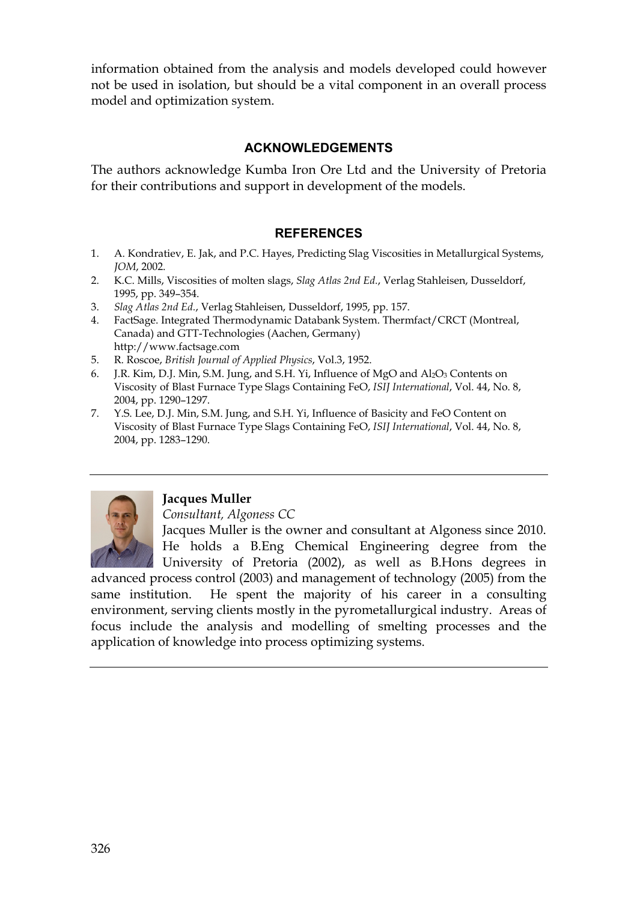information obtained from the analysis and models developed could however not be used in isolation, but should be a vital component in an overall process model and optimization system.

## ACKNOWLEDGEMENTS

The authors acknowledge Kumba Iron Ore Ltd and the University of Pretoria for their contributions and support in development of the models.

## REFERENCES

1. A. Kondratiev, E. Jak, and P.C. Hayes, Predicting Slag Viscosities in Metallurgical Systems, *JOM*, 2002.
2. K.C. Mills, Viscosities of molten slags, *Slag Atlas 2nd Ed.*, Verlag Stahleisen, Dusseldorf, 1995, pp. 349–354.
3. *Slag Atlas 2nd Ed.*, Verlag Stahleisen, Dusseldorf, 1995, pp. 157.
4. FactSage. Integrated Thermodynamic Databank System. Thermfact/CRCT (Montreal, Canada) and GTT-Technologies (Aachen, Germany) http://www.factsage.com
5. R. Roscoe, *British Journal of Applied Physics*, Vol.3, 1952.
6. J.R. Kim, D.J. Min, S.M. Jung, and S.H. Yi, Influence of MgO and $Al_2O_3$ Contents on Viscosity of Blast Furnace Type Slags Containing FeO, *ISIJ International*, Vol. 44, No. 8, 2004, pp. 1290–1297.
7. Y.S. Lee, D.J. Min, S.M. Jung, and S.H. Yi, Influence of Basicity and FeO Content on Viscosity of Blast Furnace Type Slags Containing FeO, *ISIJ International*, Vol. 44, No. 8, 2004, pp. 1283–1290.

---

**Jacques Muller**

*Consultant, Algoness CC*

Jacques Muller is the owner and consultant at Algoness since 2010. He holds a B.Eng Chemical Engineering degree from the University of Pretoria (2002), as well as B.Hons degrees in advanced process control (2003) and management of technology (2005) from the same institution. He spent the majority of his career in a consulting environment, serving clients mostly in the pyrometallurgical industry. Areas of focus include the analysis and modelling of smelting processes and the application of knowledge into process optimizing systems.